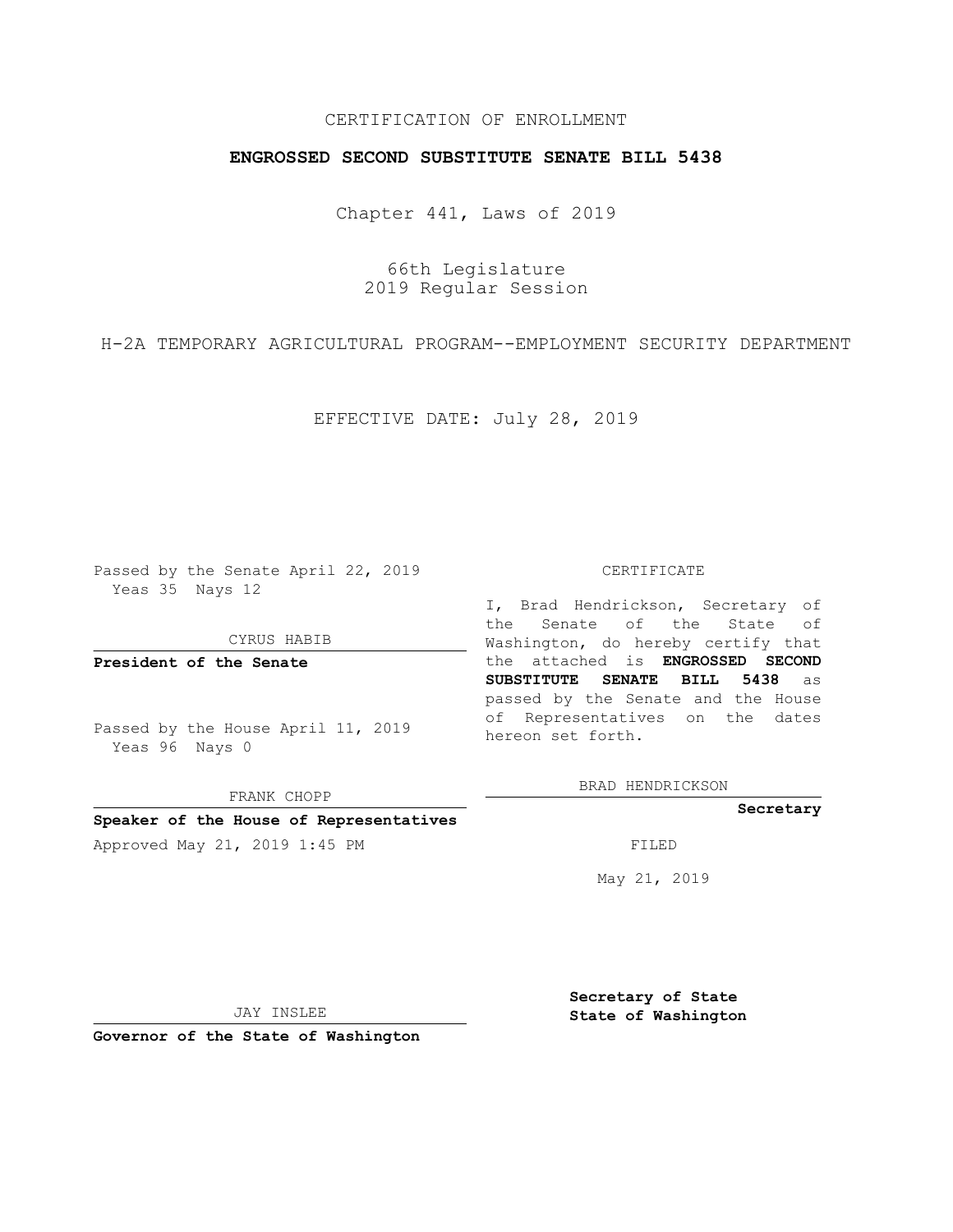CERTIFICATION OF ENROLLMENT

**ENGROSSED SECOND SUBSTITUTE SENATE BILL 5438**

Chapter 441, Laws of 2019

66th Legislature
2019 Regular Session

H-2A TEMPORARY AGRICULTURAL PROGRAM--EMPLOYMENT SECURITY DEPARTMENT

EFFECTIVE DATE: July 28, 2019

Passed by the Senate April 22, 2019
Yeas 35 Nays 12

CYRUS HABIB

**President of the Senate**

Passed by the House April 11, 2019
Yeas 96 Nays 0

FRANK CHOPP

**Speaker of the House of Representatives**

Approved May 21, 2019 1:45 PM

JAY INSLEE

**Governor of the State of Washington**

CERTIFICATE

I, Brad Hendrickson, Secretary of the Senate of the State of Washington, do hereby certify that the attached is **ENGROSSED SECOND SUBSTITUTE SENATE BILL 5438** as passed by the Senate and the House of Representatives on the dates hereon set forth.

BRAD HENDRICKSON

**Secretary**

FILED

May 21, 2019

**Secretary of State**
**State of Washington**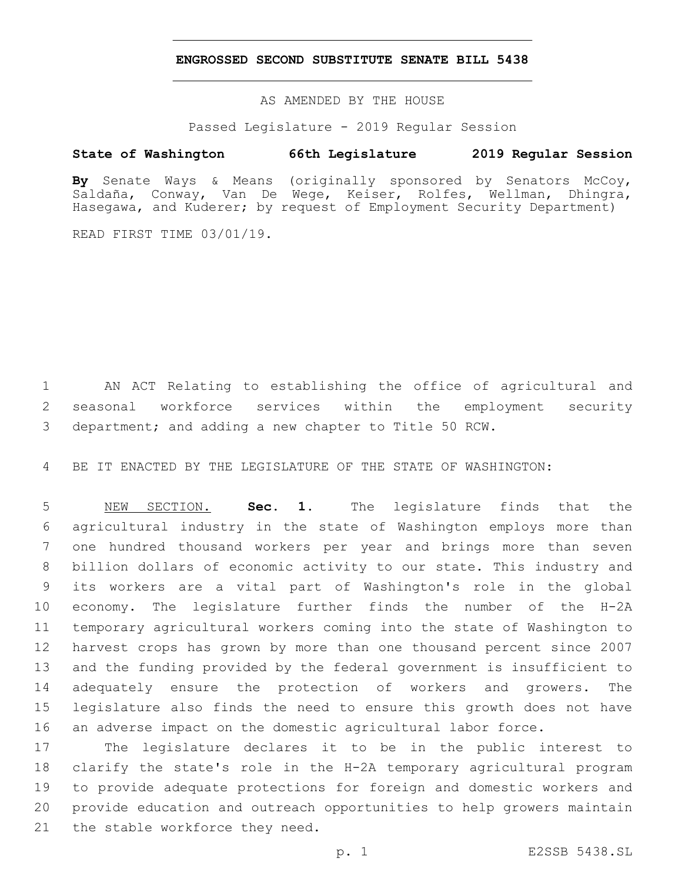# ENGROSSED SECOND SUBSTITUTE SENATE BILL 5438

AS AMENDED BY THE HOUSE

Passed Legislature - 2019 Regular Session

**State of Washington 66th Legislature 2019 Regular Session**

**By** Senate Ways & Means (originally sponsored by Senators McCoy, Saldaña, Conway, Van De Wege, Keiser, Rolfes, Wellman, Dhingra, Hasegawa, and Kuderer; by request of Employment Security Department)

READ FIRST TIME 03/01/19.

AN ACT Relating to establishing the office of agricultural and seasonal workforce services within the employment security department; and adding a new chapter to Title 50 RCW.

BE IT ENACTED BY THE LEGISLATURE OF THE STATE OF WASHINGTON:

NEW SECTION. **Sec. 1.** The legislature finds that the agricultural industry in the state of Washington employs more than one hundred thousand workers per year and brings more than seven billion dollars of economic activity to our state. This industry and its workers are a vital part of Washington's role in the global economy. The legislature further finds the number of the H-2A temporary agricultural workers coming into the state of Washington to harvest crops has grown by more than one thousand percent since 2007 and the funding provided by the federal government is insufficient to adequately ensure the protection of workers and growers. The legislature also finds the need to ensure this growth does not have an adverse impact on the domestic agricultural labor force.

The legislature declares it to be in the public interest to clarify the state's role in the H-2A temporary agricultural program to provide adequate protections for foreign and domestic workers and provide education and outreach opportunities to help growers maintain the stable workforce they need.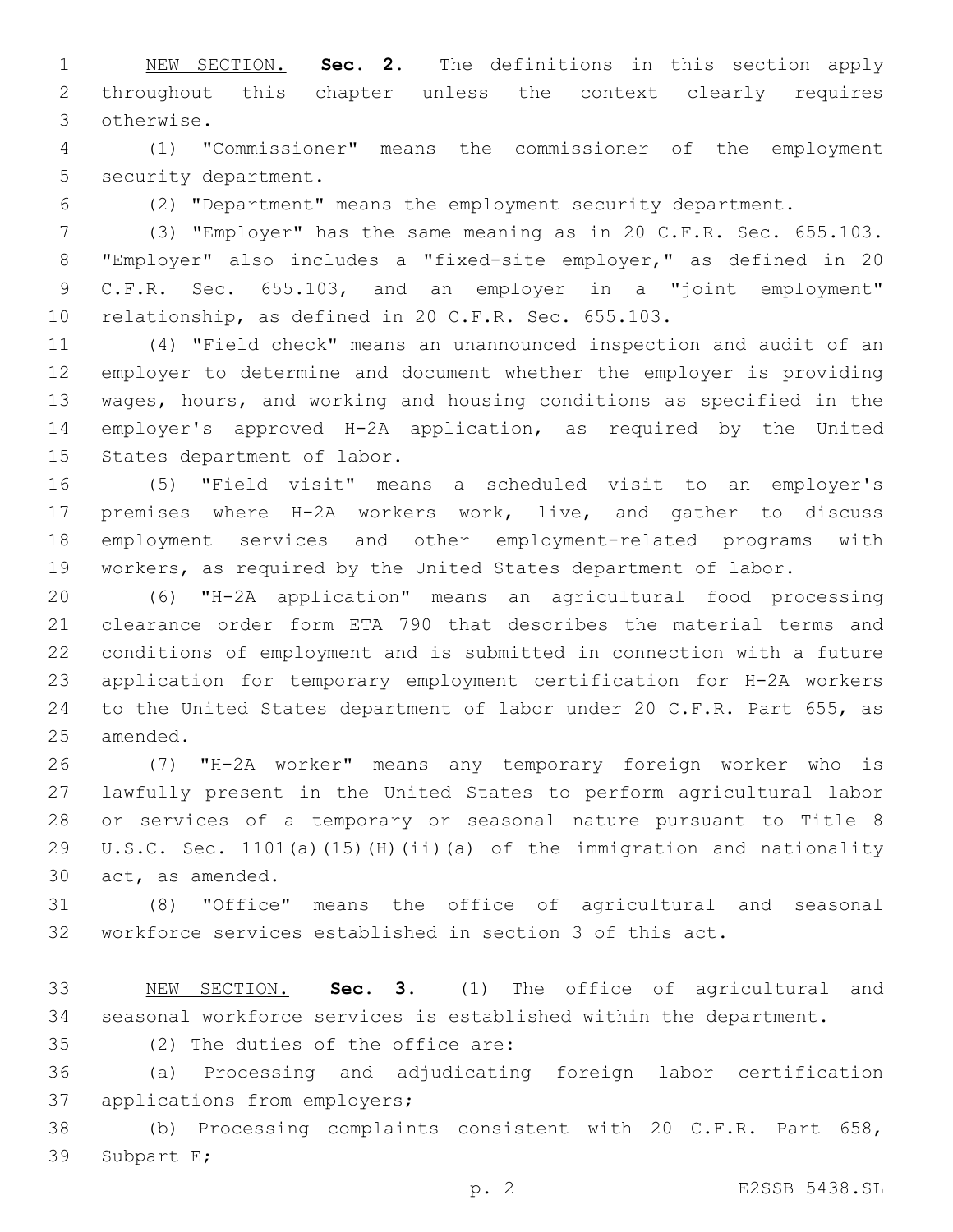NEW SECTION. **Sec. 2.** The definitions in this section apply throughout this chapter unless the context clearly requires otherwise.

(1) "Commissioner" means the commissioner of the employment security department.

(2) "Department" means the employment security department.

(3) "Employer" has the same meaning as in 20 C.F.R. Sec. 655.103. "Employer" also includes a "fixed-site employer," as defined in 20 C.F.R. Sec. 655.103, and an employer in a "joint employment" relationship, as defined in 20 C.F.R. Sec. 655.103.

(4) "Field check" means an unannounced inspection and audit of an employer to determine and document whether the employer is providing wages, hours, and working and housing conditions as specified in the employer's approved H-2A application, as required by the United States department of labor.

(5) "Field visit" means a scheduled visit to an employer's premises where H-2A workers work, live, and gather to discuss employment services and other employment-related programs with workers, as required by the United States department of labor.

(6) "H-2A application" means an agricultural food processing clearance order form ETA 790 that describes the material terms and conditions of employment and is submitted in connection with a future application for temporary employment certification for H-2A workers to the United States department of labor under 20 C.F.R. Part 655, as amended.

(7) "H-2A worker" means any temporary foreign worker who is lawfully present in the United States to perform agricultural labor or services of a temporary or seasonal nature pursuant to Title 8 U.S.C. Sec. 1101(a)(15)(H)(ii)(a) of the immigration and nationality act, as amended.

(8) "Office" means the office of agricultural and seasonal workforce services established in section 3 of this act.

NEW SECTION. **Sec. 3.** (1) The office of agricultural and seasonal workforce services is established within the department.

(2) The duties of the office are:

(a) Processing and adjudicating foreign labor certification applications from employers;

(b) Processing complaints consistent with 20 C.F.R. Part 658, Subpart E;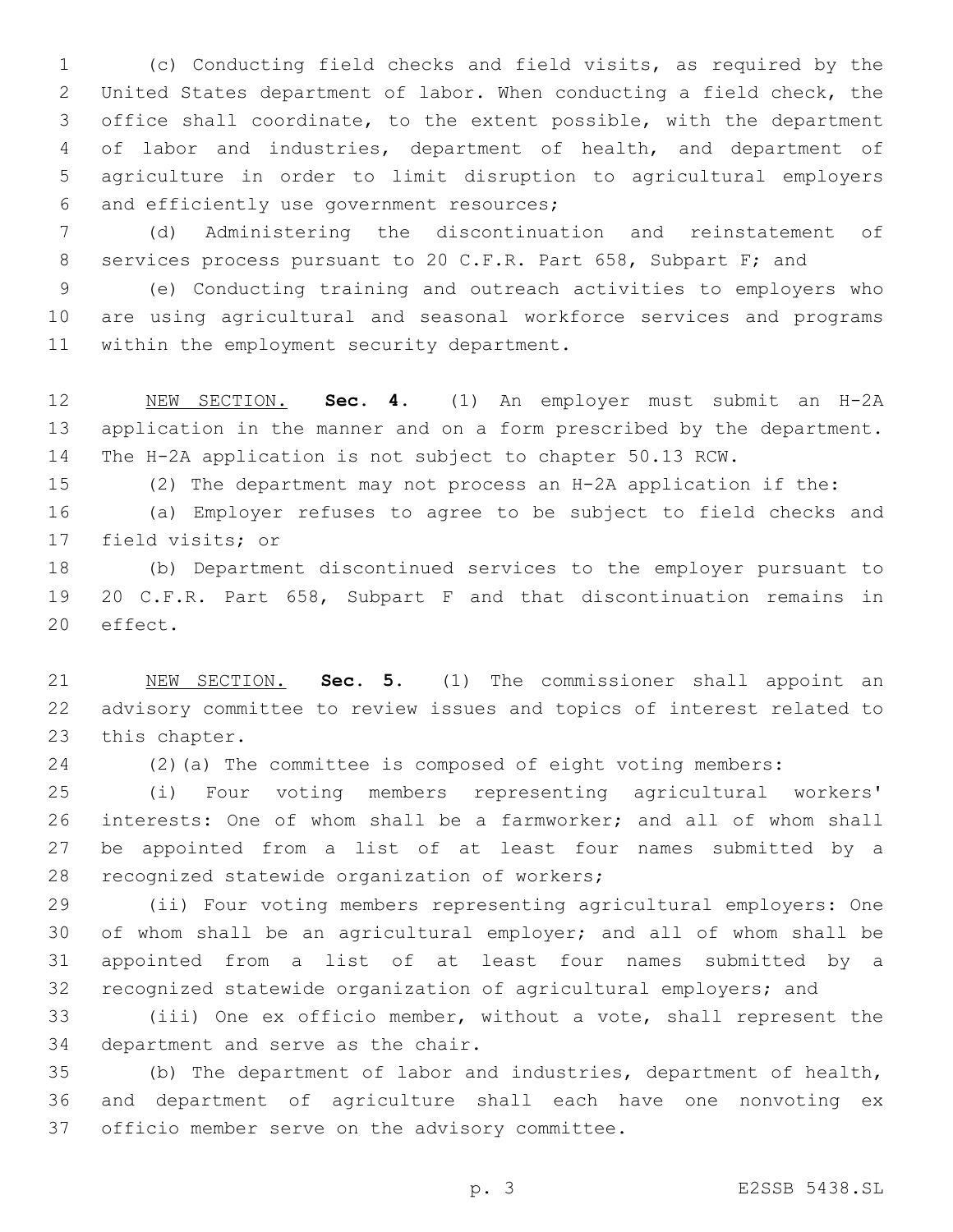(c) Conducting field checks and field visits, as required by the United States department of labor. When conducting a field check, the office shall coordinate, to the extent possible, with the department of labor and industries, department of health, and department of agriculture in order to limit disruption to agricultural employers and efficiently use government resources;

(d) Administering the discontinuation and reinstatement of services process pursuant to 20 C.F.R. Part 658, Subpart F; and

(e) Conducting training and outreach activities to employers who are using agricultural and seasonal workforce services and programs within the employment security department.

NEW SECTION. **Sec. 4.** (1) An employer must submit an H-2A application in the manner and on a form prescribed by the department. The H-2A application is not subject to chapter 50.13 RCW.

(2) The department may not process an H-2A application if the:

(a) Employer refuses to agree to be subject to field checks and field visits; or

(b) Department discontinued services to the employer pursuant to 20 C.F.R. Part 658, Subpart F and that discontinuation remains in effect.

NEW SECTION. **Sec. 5.** (1) The commissioner shall appoint an advisory committee to review issues and topics of interest related to this chapter.

(2)(a) The committee is composed of eight voting members:

(i) Four voting members representing agricultural workers' interests: One of whom shall be a farmworker; and all of whom shall be appointed from a list of at least four names submitted by a recognized statewide organization of workers;

(ii) Four voting members representing agricultural employers: One of whom shall be an agricultural employer; and all of whom shall be appointed from a list of at least four names submitted by a recognized statewide organization of agricultural employers; and

(iii) One ex officio member, without a vote, shall represent the department and serve as the chair.

(b) The department of labor and industries, department of health, and department of agriculture shall each have one nonvoting ex officio member serve on the advisory committee.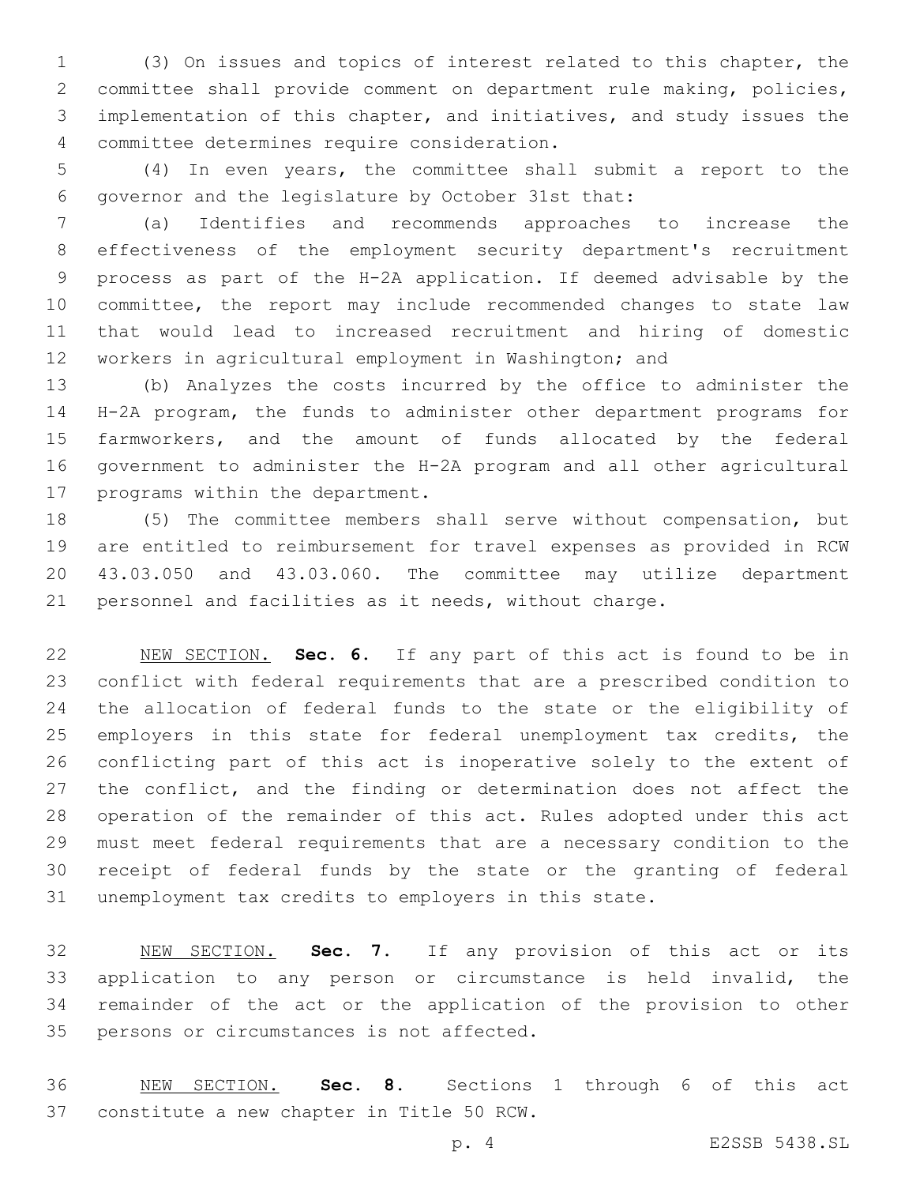(3) On issues and topics of interest related to this chapter, the committee shall provide comment on department rule making, policies, implementation of this chapter, and initiatives, and study issues the committee determines require consideration.

(4) In even years, the committee shall submit a report to the governor and the legislature by October 31st that:

(a) Identifies and recommends approaches to increase the effectiveness of the employment security department's recruitment process as part of the H-2A application. If deemed advisable by the committee, the report may include recommended changes to state law that would lead to increased recruitment and hiring of domestic workers in agricultural employment in Washington; and

(b) Analyzes the costs incurred by the office to administer the H-2A program, the funds to administer other department programs for farmworkers, and the amount of funds allocated by the federal government to administer the H-2A program and all other agricultural programs within the department.

(5) The committee members shall serve without compensation, but are entitled to reimbursement for travel expenses as provided in RCW 43.03.050 and 43.03.060. The committee may utilize department personnel and facilities as it needs, without charge.

NEW SECTION. **Sec. 6.** If any part of this act is found to be in conflict with federal requirements that are a prescribed condition to the allocation of federal funds to the state or the eligibility of employers in this state for federal unemployment tax credits, the conflicting part of this act is inoperative solely to the extent of the conflict, and the finding or determination does not affect the operation of the remainder of this act. Rules adopted under this act must meet federal requirements that are a necessary condition to the receipt of federal funds by the state or the granting of federal unemployment tax credits to employers in this state.

NEW SECTION. **Sec. 7.** If any provision of this act or its application to any person or circumstance is held invalid, the remainder of the act or the application of the provision to other persons or circumstances is not affected.

NEW SECTION. **Sec. 8.** Sections 1 through 6 of this act constitute a new chapter in Title 50 RCW.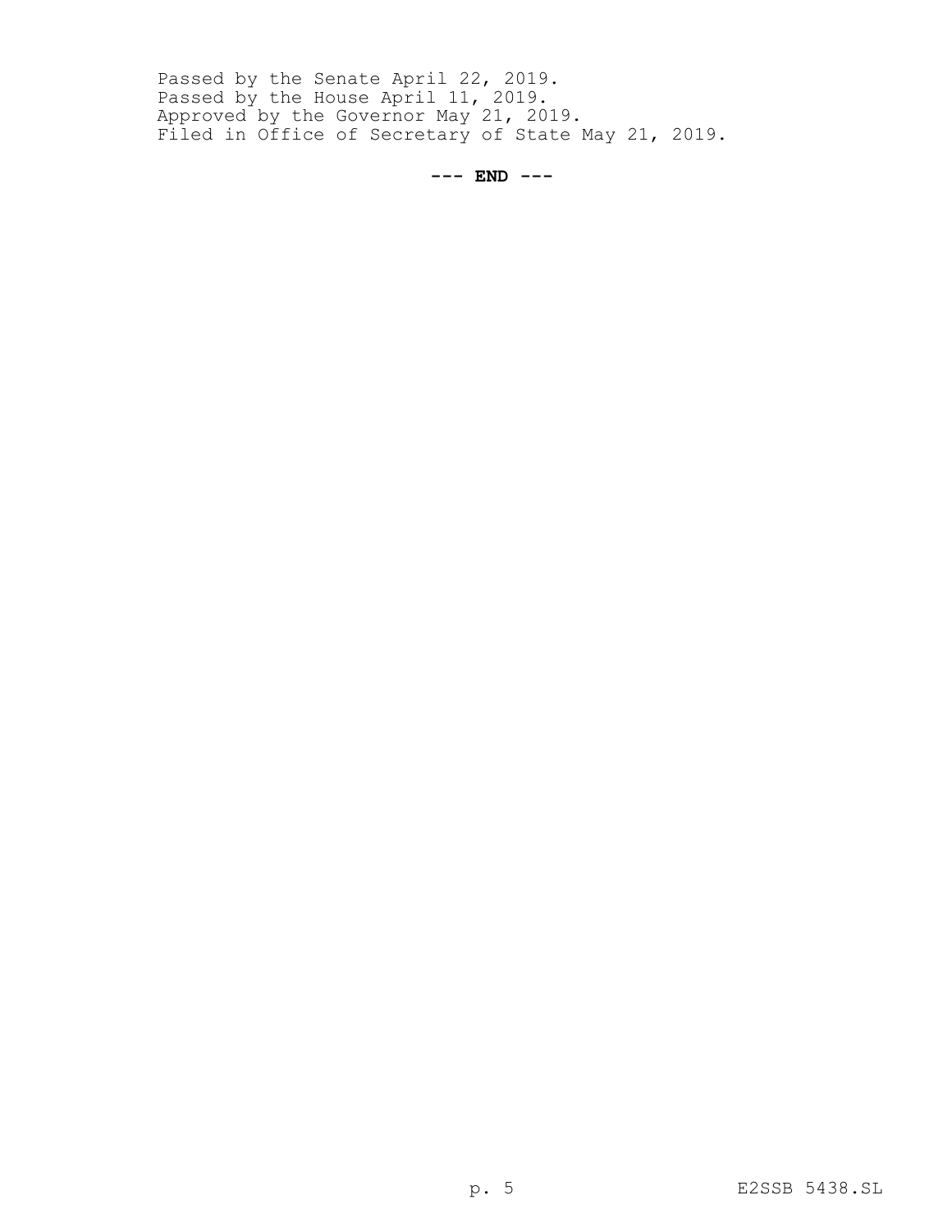Passed by the Senate April 22, 2019.
Passed by the House April 11, 2019.
Approved by the Governor May 21, 2019.
Filed in Office of Secretary of State May 21, 2019.

**--- END ---**